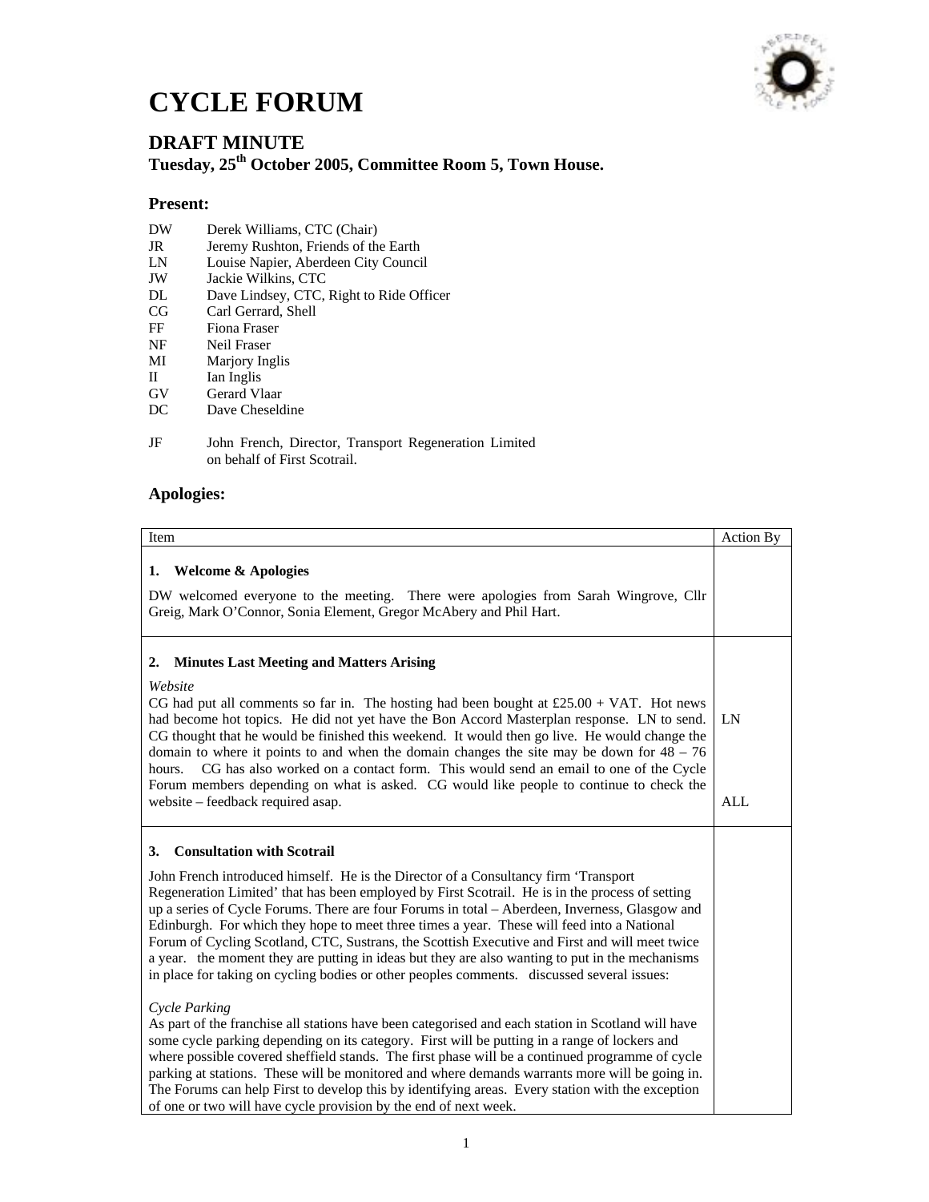# CYCLE FORUM

## DRAFT MINUTE

### Tuesday, 25th October 2005, Committee Room 5, Town House.

### Present:

DW Derek Williams, CTC (Chair)
JR Jeremy Rushton, Friends of the Earth
LN Louise Napier, Aberdeen City Council
JW Jackie Wilkins, CTC
DL Dave Lindsey, CTC, Right to Ride Officer
CG Carl Gerrard, Shell
FF Fiona Fraser
NF Neil Fraser
MI Marjory Inglis
II Ian Inglis
GV Gerard Vlaar
DC Dave Cheseldine

JF John French, Director, Transport Regeneration Limited on behalf of First Scotrail.

### Apologies:

| Item | Action By |
| --- | --- |
| **1. Welcome & Apologies**<br><br>DW welcomed everyone to the meeting. There were apologies from Sarah Wingrove, Cllr Greig, Mark O'Connor, Sonia Element, Gregor McAbery and Phil Hart. | |
| **2. Minutes Last Meeting and Matters Arising**<br><br>*Website*<br>CG had put all comments so far in. The hosting had been bought at £25.00 + VAT. Hot news had become hot topics. He did not yet have the Bon Accord Masterplan response. LN to send. CG thought that he would be finished this weekend. It would then go live. He would change the domain to where it points to and when the domain changes the site may be down for 48 – 76 hours. CG has also worked on a contact form. This would send an email to one of the Cycle Forum members depending on what is asked. CG would like people to continue to check the website – feedback required asap. | LN<br><br>ALL |
| **3. Consultation with Scotrail**<br><br>John French introduced himself. He is the Director of a Consultancy firm 'Transport Regeneration Limited' that has been employed by First Scotrail. He is in the process of setting up a series of Cycle Forums. There are four Forums in total – Aberdeen, Inverness, Glasgow and Edinburgh. For which they hope to meet three times a year. These will feed into a National Forum of Cycling Scotland, CTC, Sustrans, the Scottish Executive and First and will meet twice a year. the moment they are putting in ideas but they are also wanting to put in the mechanisms in place for taking on cycling bodies or other peoples comments. discussed several issues:<br><br>*Cycle Parking*<br>As part of the franchise all stations have been categorised and each station in Scotland will have some cycle parking depending on its category. First will be putting in a range of lockers and where possible covered sheffield stands. The first phase will be a continued programme of cycle parking at stations. These will be monitored and where demands warrants more will be going in. The Forums can help First to develop this by identifying areas. Every station with the exception of one or two will have cycle provision by the end of next week. | |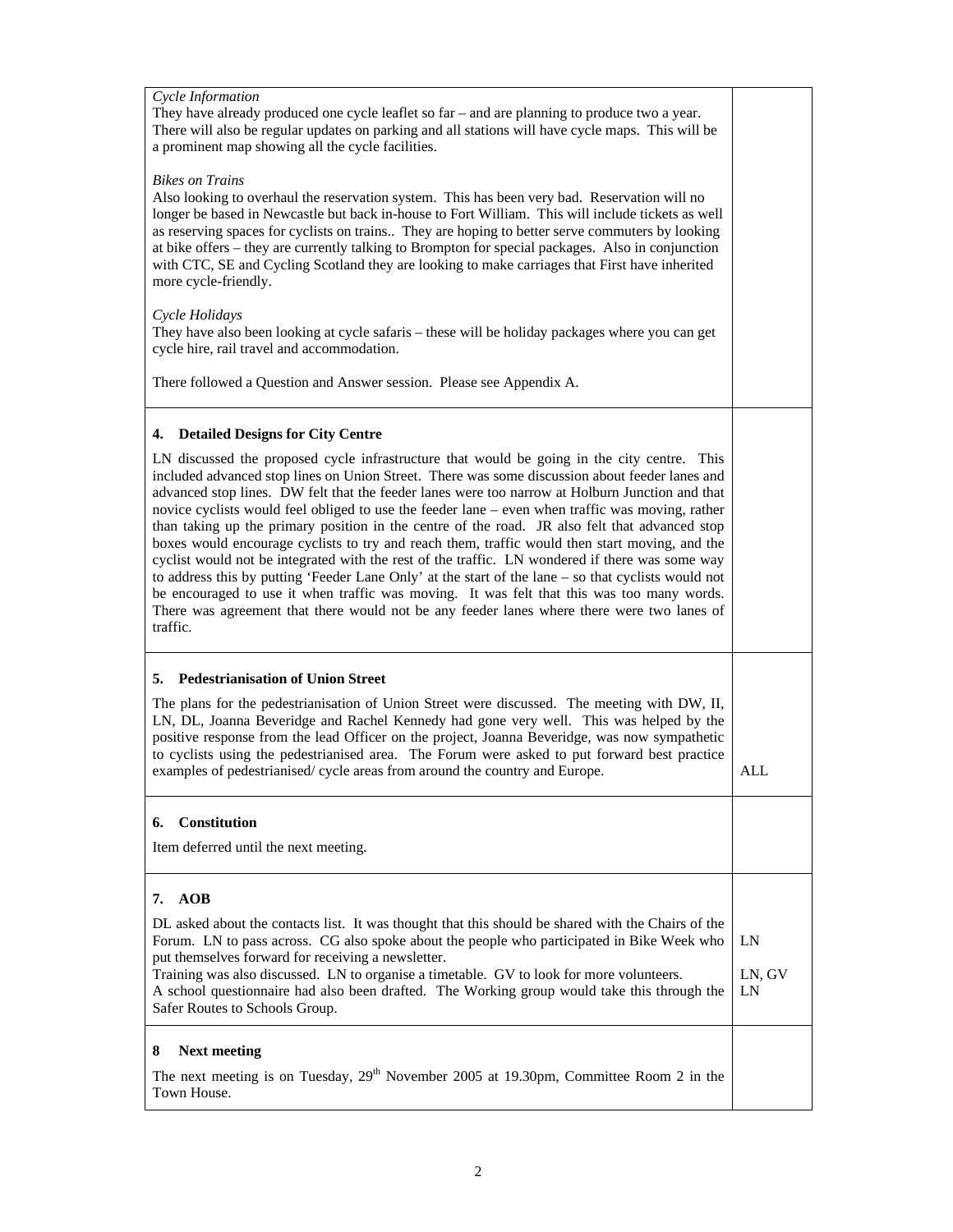| | |
|---|---|
| *Cycle Information*<br>They have already produced one cycle leaflet so far – and are planning to produce two a year. There will also be regular updates on parking and all stations will have cycle maps. This will be a prominent map showing all the cycle facilities.<br><br>*Bikes on Trains*<br>Also looking to overhaul the reservation system. This has been very bad. Reservation will no longer be based in Newcastle but back in-house to Fort William. This will include tickets as well as reserving spaces for cyclists on trains.. They are hoping to better serve commuters by looking at bike offers – they are currently talking to Brompton for special packages. Also in conjunction with CTC, SE and Cycling Scotland they are looking to make carriages that First have inherited more cycle-friendly.<br><br>*Cycle Holidays*<br>They have also been looking at cycle safaris – these will be holiday packages where you can get cycle hire, rail travel and accommodation.<br><br>There followed a Question and Answer session. Please see Appendix A. | |
| **4. Detailed Designs for City Centre**<br><br>LN discussed the proposed cycle infrastructure that would be going in the city centre. This included advanced stop lines on Union Street. There was some discussion about feeder lanes and advanced stop lines. DW felt that the feeder lanes were too narrow at Holburn Junction and that novice cyclists would feel obliged to use the feeder lane – even when traffic was moving, rather than taking up the primary position in the centre of the road. JR also felt that advanced stop boxes would encourage cyclists to try and reach them, traffic would then start moving, and the cyclist would not be integrated with the rest of the traffic. LN wondered if there was some way to address this by putting 'Feeder Lane Only' at the start of the lane – so that cyclists would not be encouraged to use it when traffic was moving. It was felt that this was too many words. There was agreement that there would not be any feeder lanes where there were two lanes of traffic. | |
| **5. Pedestrianisation of Union Street**<br><br>The plans for the pedestrianisation of Union Street were discussed. The meeting with DW, II, LN, DL, Joanna Beveridge and Rachel Kennedy had gone very well. This was helped by the positive response from the lead Officer on the project, Joanna Beveridge, was now sympathetic to cyclists using the pedestrianised area. The Forum were asked to put forward best practice examples of pedestrianised/ cycle areas from around the country and Europe. | ALL |
| **6. Constitution**<br><br>Item deferred until the next meeting. | |
| **7. AOB**<br><br>DL asked about the contacts list. It was thought that this should be shared with the Chairs of the Forum. LN to pass across. CG also spoke about the people who participated in Bike Week who put themselves forward for receiving a newsletter.<br>Training was also discussed. LN to organise a timetable. GV to look for more volunteers.<br>A school questionnaire had also been drafted. The Working group would take this through the Safer Routes to Schools Group. | LN<br><br>LN, GV<br>LN |
| **8 Next meeting**<br><br>The next meeting is on Tuesday, 29th November 2005 at 19.30pm, Committee Room 2 in the Town House. | |